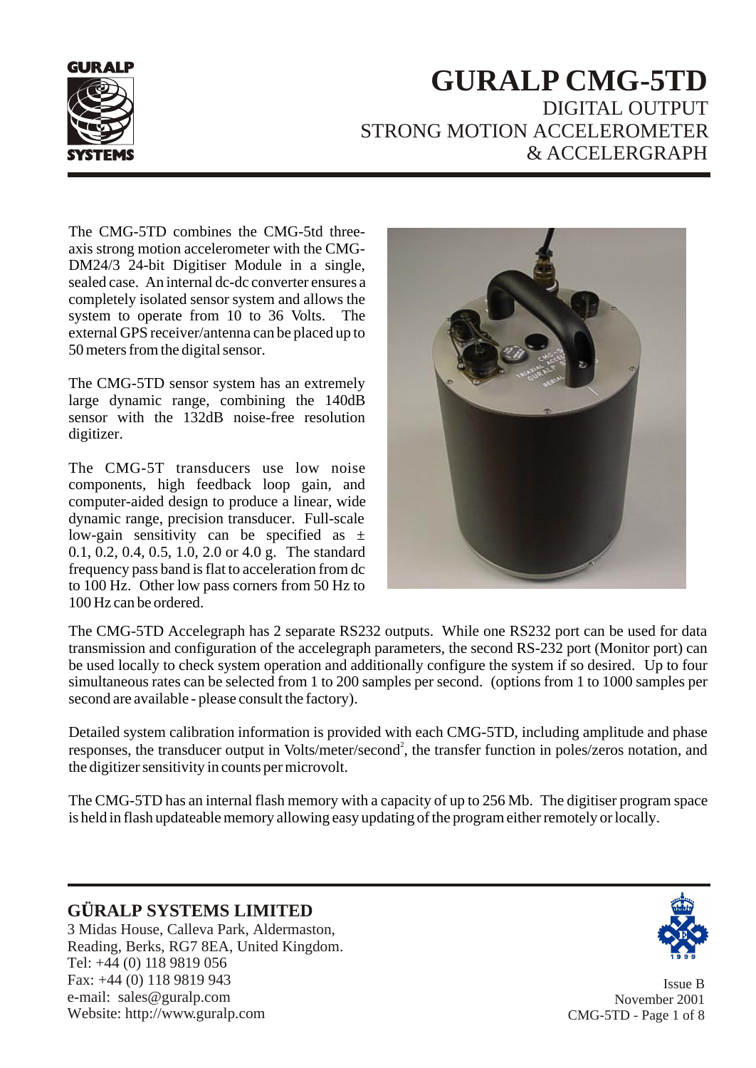GURALP SYSTEMS

# GURALP CMG-5TD

## DIGITAL OUTPUT STRONG MOTION ACCELEROMETER & ACCELERGRAPH

The CMG-5TD combines the CMG-5td three-axis strong motion accelerometer with the CMG-DM24/3 24-bit Digitiser Module in a single, sealed case. An internal dc-dc converter ensures a completely isolated sensor system and allows the system to operate from 10 to 36 Volts. The external GPS receiver/antenna can be placed up to 50 meters from the digital sensor.

The CMG-5TD sensor system has an extremely large dynamic range, combining the 140dB sensor with the 132dB noise-free resolution digitizer.

The CMG-5T transducers use low noise components, high feedback loop gain, and computer-aided design to produce a linear, wide dynamic range, precision transducer. Full-scale low-gain sensitivity can be specified as ± 0.1, 0.2, 0.4, 0.5, 1.0, 2.0 or 4.0 g. The standard frequency pass band is flat to acceleration from dc to 100 Hz. Other low pass corners from 50 Hz to 100 Hz can be ordered.

The CMG-5TD Accelegraph has 2 separate RS232 outputs. While one RS232 port can be used for data transmission and configuration of the accelegraph parameters, the second RS-232 port (Monitor port) can be used locally to check system operation and additionally configure the system if so desired. Up to four simultaneous rates can be selected from 1 to 200 samples per second. (options from 1 to 1000 samples per second are available - please consult the factory).

Detailed system calibration information is provided with each CMG-5TD, including amplitude and phase responses, the transducer output in Volts/meter/second$^2$, the transfer function in poles/zeros notation, and the digitizer sensitivity in counts per microvolt.

The CMG-5TD has an internal flash memory with a capacity of up to 256 Mb. The digitiser program space is held in flash updateable memory allowing easy updating of the program either remotely or locally.

**GÜRALP SYSTEMS LIMITED**
3 Midas House, Calleva Park, Aldermaston,
Reading, Berks, RG7 8EA, United Kingdom.
Tel: +44 (0) 118 9819 056
Fax: +44 (0) 118 9819 943
e-mail: sales@guralp.com
Website: http://www.guralp.com

Issue B
November 2001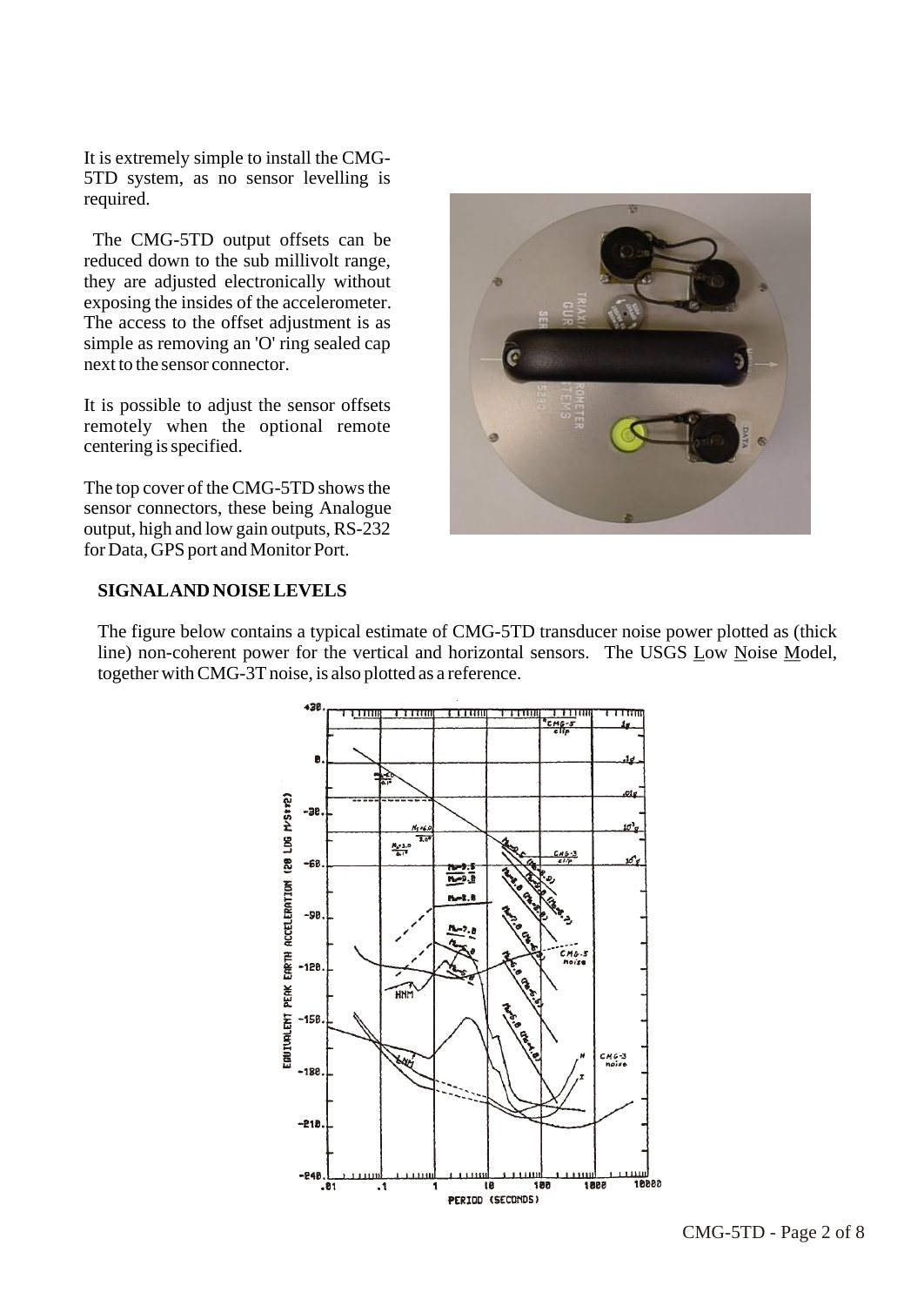It is extremely simple to install the CMG-5TD system, as no sensor levelling is required.

The CMG-5TD output offsets can be reduced down to the sub millivolt range, they are adjusted electronically without exposing the insides of the accelerometer. The access to the offset adjustment is as simple as removing an 'O' ring sealed cap next to the sensor connector.

It is possible to adjust the sensor offsets remotely when the optional remote centering is specified.

The top cover of the CMG-5TD shows the sensor connectors, these being Analogue output, high and low gain outputs, RS-232 for Data, GPS port and Monitor Port.

## SIGNAL AND NOISE LEVELS

The figure below contains a typical estimate of CMG-5TD transducer noise power plotted as (thick line) non-coherent power for the vertical and horizontal sensors. The USGS Low Noise Model, together with CMG-3T noise, is also plotted as a reference.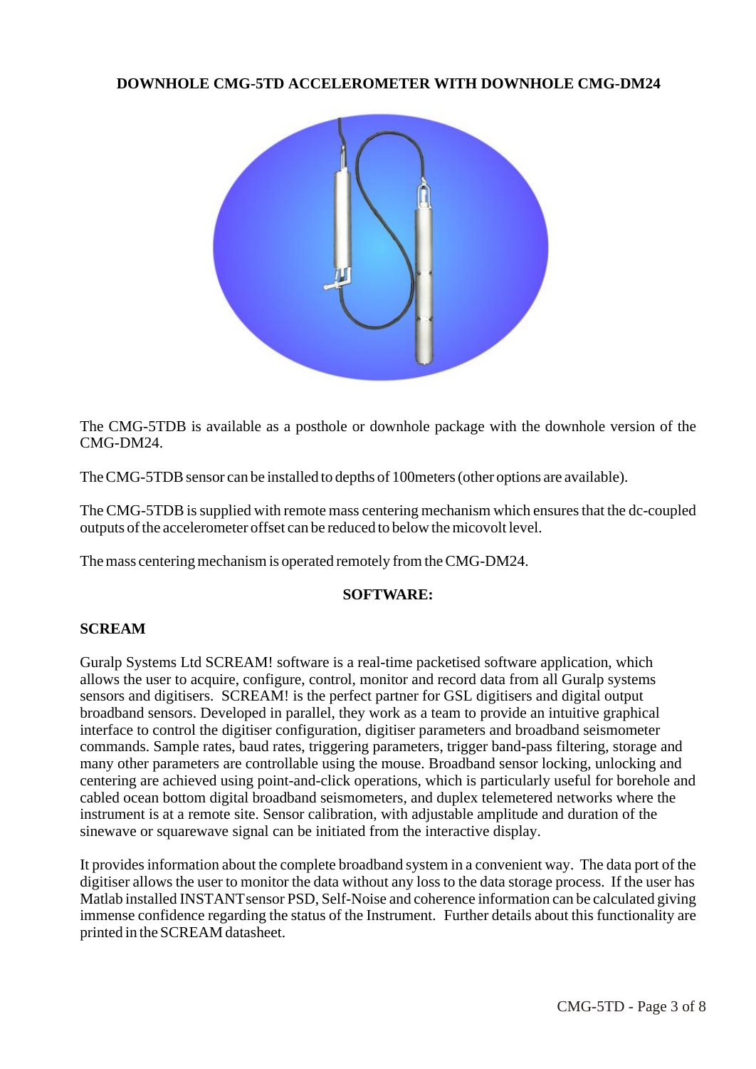**DOWNHOLE CMG-5TD ACCELEROMETER WITH DOWNHOLE CMG-DM24**

The CMG-5TDB is available as a posthole or downhole package with the downhole version of the CMG-DM24.

The CMG-5TDB sensor can be installed to depths of 100meters (other options are available).

The CMG-5TDB is supplied with remote mass centering mechanism which ensures that the dc-coupled outputs of the accelerometer offset can be reduced to below the micovolt level.

The mass centering mechanism is operated remotely from the CMG-DM24.

**SOFTWARE:**

**SCREAM**

Guralp Systems Ltd SCREAM! software is a real-time packetised software application, which allows the user to acquire, configure, control, monitor and record data from all Guralp systems sensors and digitisers. SCREAM! is the perfect partner for GSL digitisers and digital output broadband sensors. Developed in parallel, they work as a team to provide an intuitive graphical interface to control the digitiser configuration, digitiser parameters and broadband seismometer commands. Sample rates, baud rates, triggering parameters, trigger band-pass filtering, storage and many other parameters are controllable using the mouse. Broadband sensor locking, unlocking and centering are achieved using point-and-click operations, which is particularly useful for borehole and cabled ocean bottom digital broadband seismometers, and duplex telemetered networks where the instrument is at a remote site. Sensor calibration, with adjustable amplitude and duration of the sinewave or squarewave signal can be initiated from the interactive display.

It provides information about the complete broadband system in a convenient way. The data port of the digitiser allows the user to monitor the data without any loss to the data storage process. If the user has Matlab installed INSTANTsensor PSD, Self-Noise and coherence information can be calculated giving immense confidence regarding the status of the Instrument. Further details about this functionality are printed in the SCREAM datasheet.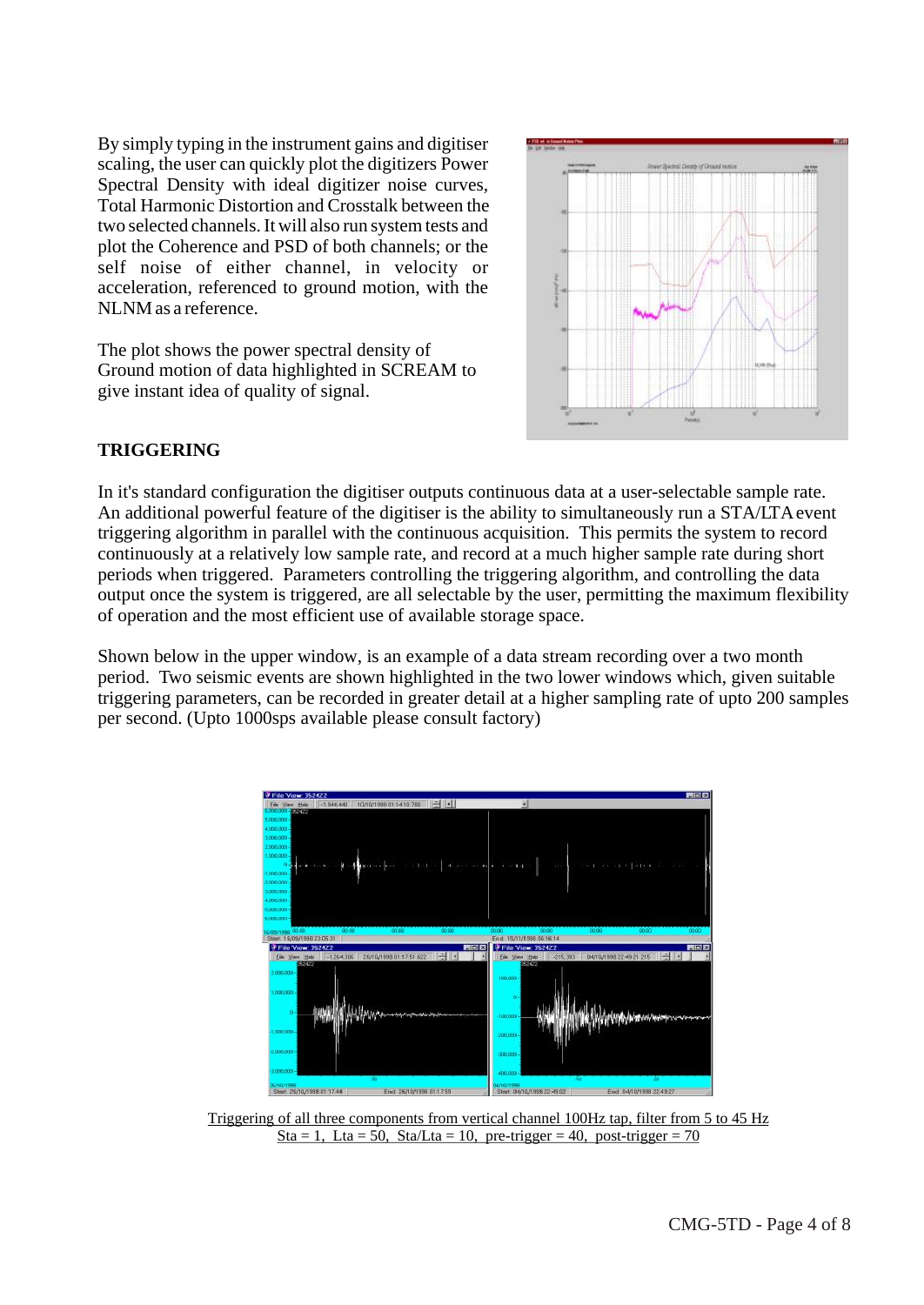By simply typing in the instrument gains and digitiser scaling, the user can quickly plot the digitizers Power Spectral Density with ideal digitizer noise curves, Total Harmonic Distortion and Crosstalk between the two selected channels. It will also run system tests and plot the Coherence and PSD of both channels; or the self noise of either channel, in velocity or acceleration, referenced to ground motion, with the NLNM as a reference.

The plot shows the power spectral density of Ground motion of data highlighted in SCREAM to give instant idea of quality of signal.

## TRIGGERING

In it's standard configuration the digitiser outputs continuous data at a user-selectable sample rate. An additional powerful feature of the digitiser is the ability to simultaneously run a STA/LTA event triggering algorithm in parallel with the continuous acquisition. This permits the system to record continuously at a relatively low sample rate, and record at a much higher sample rate during short periods when triggered. Parameters controlling the triggering algorithm, and controlling the data output once the system is triggered, are all selectable by the user, permitting the maximum flexibility of operation and the most efficient use of available storage space.

Shown below in the upper window, is an example of a data stream recording over a two month period. Two seismic events are shown highlighted in the two lower windows which, given suitable triggering parameters, can be recorded in greater detail at a higher sampling rate of upto 200 samples per second. (Upto 1000sps available please consult factory)

Triggering of all three components from vertical channel 100Hz tap, filter from 5 to 45 Hz
Sta = 1, Lta = 50, Sta/Lta = 10, pre-trigger = 40, post-trigger = 70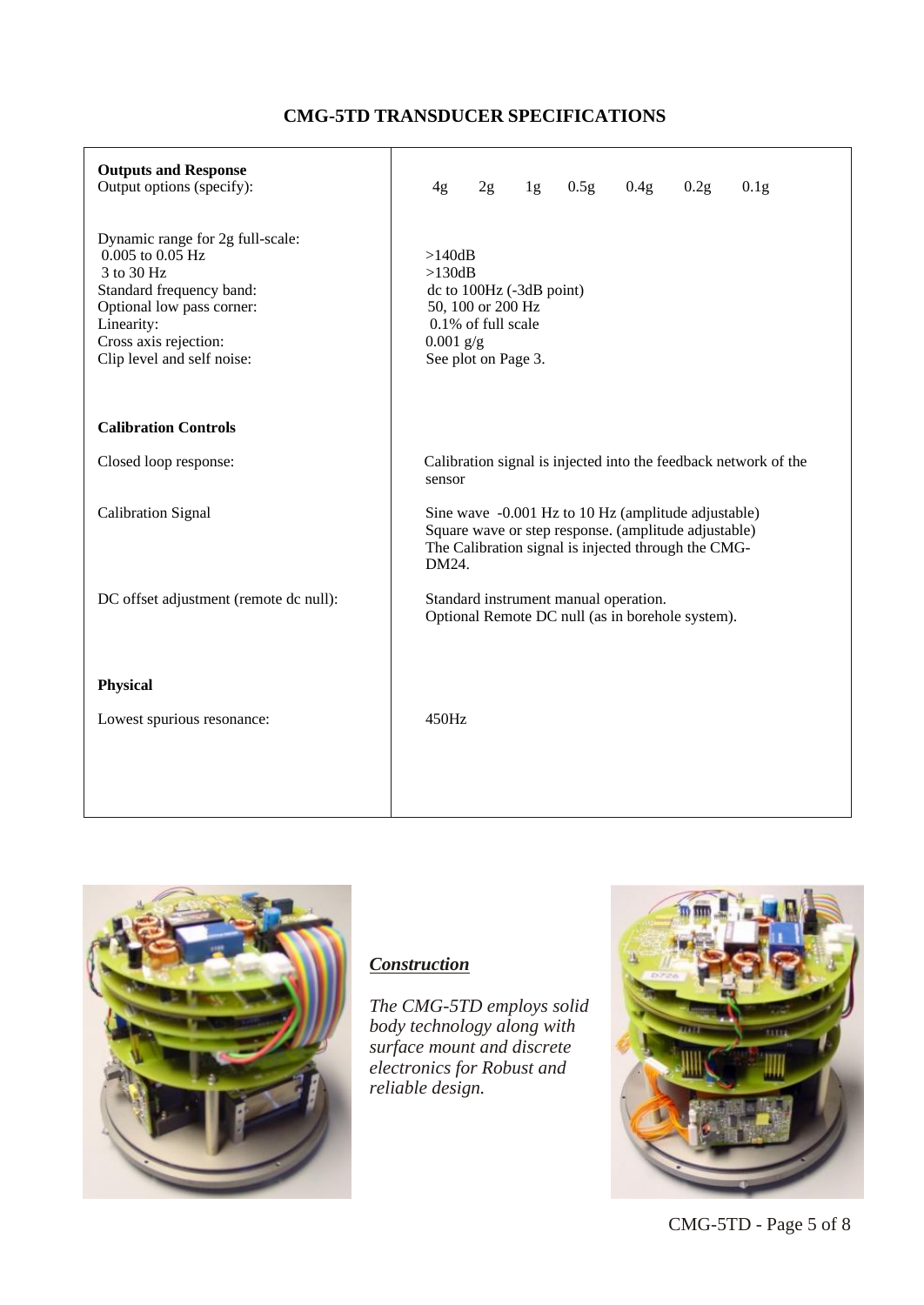# CMG-5TD TRANSDUCER SPECIFICATIONS

| | |
|---|---|
| **Outputs and Response** | |
| Output options (specify): | 4g 2g 1g 0.5g 0.4g 0.2g 0.1g |
| Dynamic range for 2g full-scale: | |
| 0.005 to 0.05 Hz | >140dB |
| 3 to 30 Hz | >130dB |
| Standard frequency band: | dc to 100Hz (-3dB point) |
| Optional low pass corner: | 50, 100 or 200 Hz |
| Linearity: | 0.1% of full scale |
| Cross axis rejection: | 0.001 g/g |
| Clip level and self noise: | See plot on Page 3. |
| **Calibration Controls** | |
| Closed loop response: | Calibration signal is injected into the feedback network of the sensor |
| Calibration Signal | Sine wave -0.001 Hz to 10 Hz (amplitude adjustable)<br>Square wave or step response. (amplitude adjustable)<br>The Calibration signal is injected through the CMG-DM24. |
| DC offset adjustment (remote dc null): | Standard instrument manual operation.<br>Optional Remote DC null (as in borehole system). |
| **Physical** | |
| Lowest spurious resonance: | 450Hz |

***Construction***

*The CMG-5TD employs solid body technology along with surface mount and discrete electronics for Robust and reliable design.*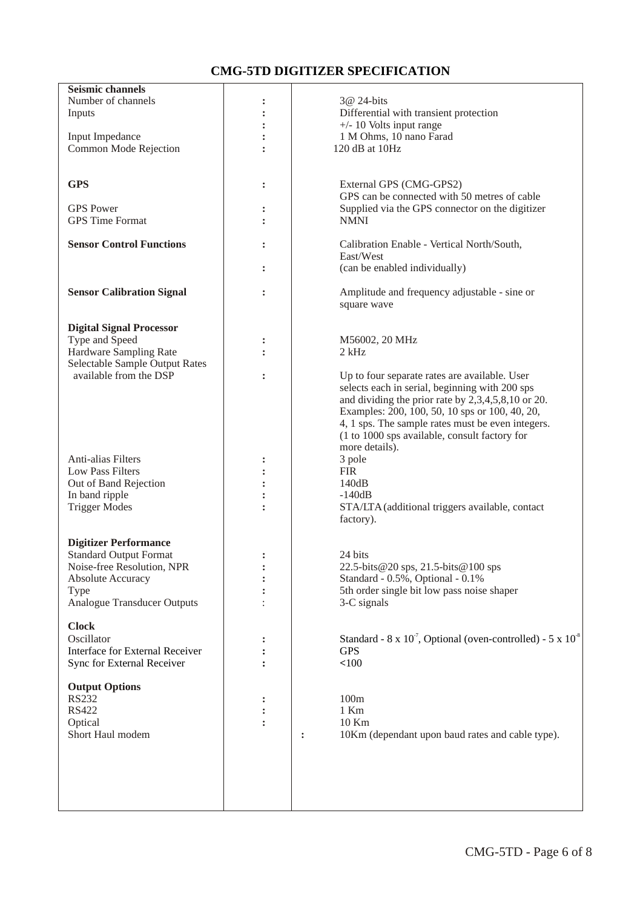# CMG-5TD DIGITIZER SPECIFICATION

| | | |
|---|---|---|
| **Seismic channels** | | |
| Number of channels | : | 3@ 24-bits |
| Inputs | : | Differential with transient protection |
| | : | +/- 10 Volts input range |
| Input Impedance | : | 1 M Ohms, 10 nano Farad |
| Common Mode Rejection | : | 120 dB at 10Hz |
| **GPS** | : | External GPS (CMG-GPS2) GPS can be connected with 50 metres of cable |
| GPS Power | : | Supplied via the GPS connector on the digitizer |
| GPS Time Format | : | NMNI |
| **Sensor Control Functions** | : | Calibration Enable - Vertical North/South, East/West |
| | : | (can be enabled individually) |
| **Sensor Calibration Signal** | : | Amplitude and frequency adjustable - sine or square wave |
| **Digital Signal Processor** | | |
| Type and Speed | : | M56002, 20 MHz |
| Hardware Sampling Rate | : | 2 kHz |
| Selectable Sample Output Rates available from the DSP | : | Up to four separate rates are available. User selects each in serial, beginning with 200 sps and dividing the prior rate by 2,3,4,5,8,10 or 20. Examples: 200, 100, 50, 10 sps or 100, 40, 20, 4, 1 sps. The sample rates must be even integers. (1 to 1000 sps available, consult factory for more details). |
| Anti-alias Filters | : | 3 pole |
| Low Pass Filters | : | FIR |
| Out of Band Rejection | : | 140dB |
| In band ripple | : | -140dB |
| Trigger Modes | : | STA/LTA (additional triggers available, contact factory). |
| **Digitizer Performance** | | |
| Standard Output Format | : | 24 bits |
| Noise-free Resolution, NPR | : | 22.5-bits@20 sps, 21.5-bits@100 sps |
| Absolute Accuracy | : | Standard - 0.5%, Optional - 0.1% |
| Type | : | 5th order single bit low pass noise shaper |
| Analogue Transducer Outputs | : | 3-C signals |
| **Clock** | | |
| Oscillator | : | Standard - $8 \times 10^{-7}$, Optional (oven-controlled) - $5 \times 10^{-8}$ |
| Interface for External Receiver | : | GPS |
| Sync for External Receiver | : | <100 |
| **Output Options** | | |
| RS232 | : | 100m |
| RS422 | : | 1 Km |
| Optical | : | 10 Km |
| Short Haul modem | | : 10Km (dependant upon baud rates and cable type). |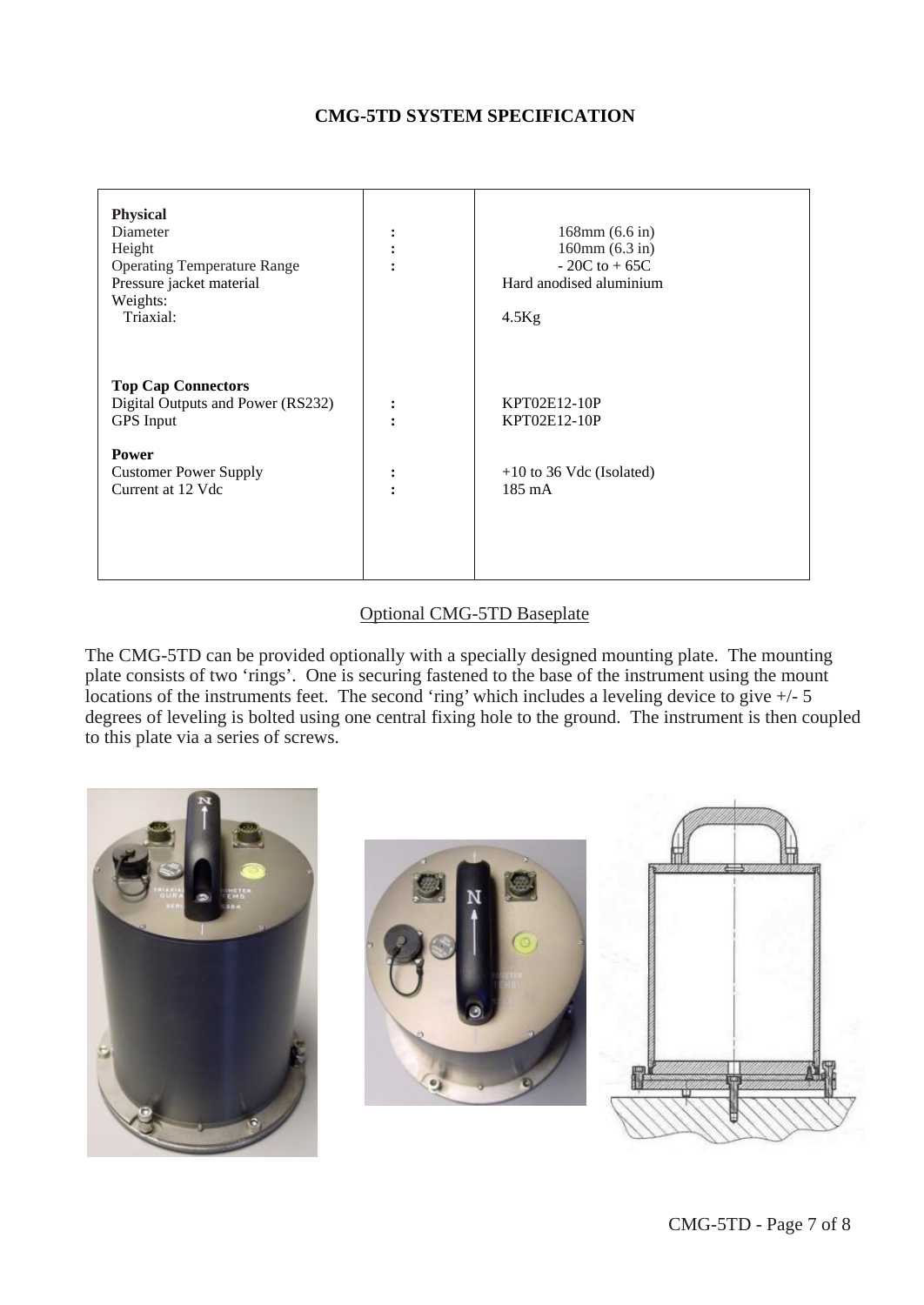## CMG-5TD SYSTEM SPECIFICATION

| | | |
|---|---|---|
| **Physical** | | |
| Diameter | : | 168mm (6.6 in) |
| Height | : | 160mm (6.3 in) |
| Operating Temperature Range | : | - 20C to + 65C |
| Pressure jacket material | | Hard anodised aluminium |
| Weights: | | |
| Triaxial: | | 4.5Kg |
| | | |
| **Top Cap Connectors** | | |
| Digital Outputs and Power (RS232) | : | KPT02E12-10P |
| GPS Input | : | KPT02E12-10P |
| **Power** | | |
| Customer Power Supply | : | +10 to 36 Vdc (Isolated) |
| Current at 12 Vdc | : | 185 mA |

### Optional CMG-5TD Baseplate

The CMG-5TD can be provided optionally with a specially designed mounting plate. The mounting plate consists of two 'rings'. One is securing fastened to the base of the instrument using the mount locations of the instruments feet. The second 'ring' which includes a leveling device to give +/- 5 degrees of leveling is bolted using one central fixing hole to the ground. The instrument is then coupled to this plate via a series of screws.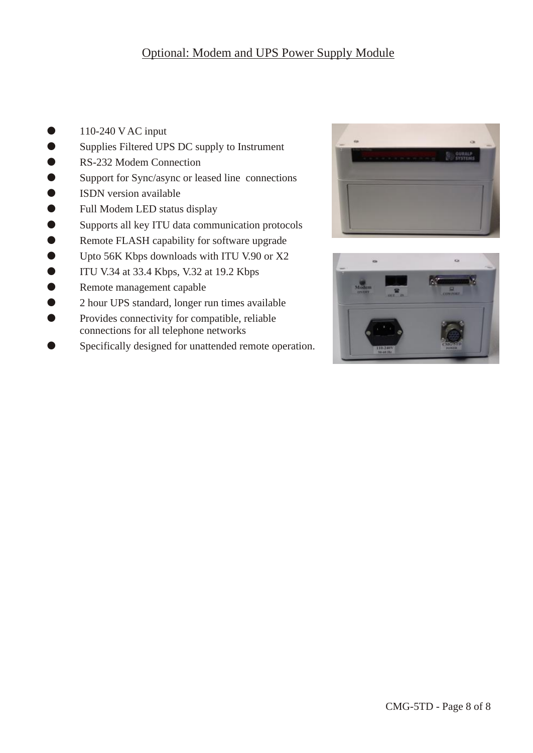## Optional: Modem and UPS Power Supply Module

- 110-240 V AC input
- Supplies Filtered UPS DC supply to Instrument
- RS-232 Modem Connection
- Support for Sync/async or leased line  connections
- ISDN version available
- Full Modem LED status display
- Supports all key ITU data communication protocols
- Remote FLASH capability for software upgrade
- Upto 56K Kbps downloads with ITU V.90 or X2
- ITU V.34 at 33.4 Kbps, V.32 at 19.2 Kbps
- Remote management capable
- 2 hour UPS standard, longer run times available
- Provides connectivity for compatible, reliable connections for all telephone networks
- Specifically designed for unattended remote operation.